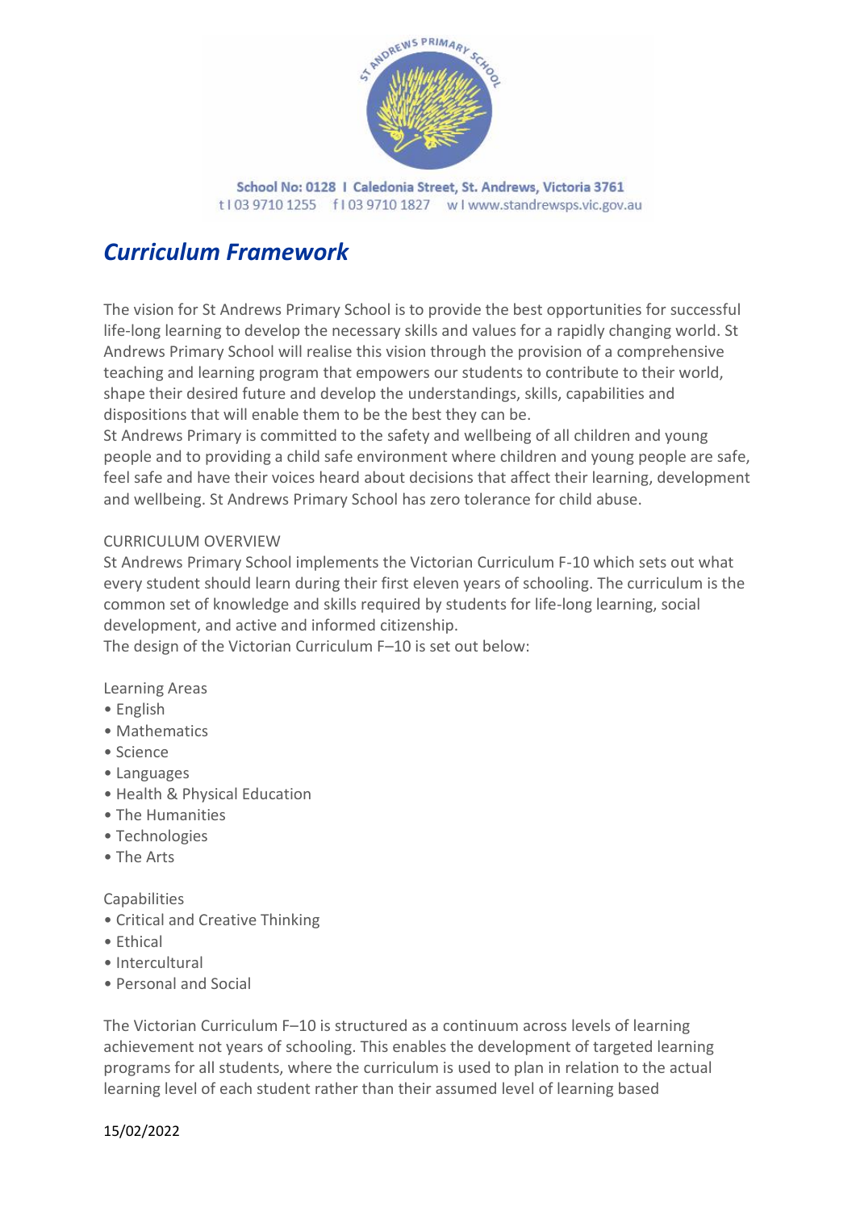School No: 0128 I Caledonia Street, St. Andrews, Victoria 3761
t I 03 9710 1255  f I 03 9710 1827  w I www.standrewsps.vic.gov.au

# *Curriculum Framework*

The vision for St Andrews Primary School is to provide the best opportunities for successful life-long learning to develop the necessary skills and values for a rapidly changing world. St Andrews Primary School will realise this vision through the provision of a comprehensive teaching and learning program that empowers our students to contribute to their world, shape their desired future and develop the understandings, skills, capabilities and dispositions that will enable them to be the best they can be.
St Andrews Primary is committed to the safety and wellbeing of all children and young people and to providing a child safe environment where children and young people are safe, feel safe and have their voices heard about decisions that affect their learning, development and wellbeing. St Andrews Primary School has zero tolerance for child abuse.

CURRICULUM OVERVIEW
St Andrews Primary School implements the Victorian Curriculum F-10 which sets out what every student should learn during their first eleven years of schooling. The curriculum is the common set of knowledge and skills required by students for life-long learning, social development, and active and informed citizenship.
The design of the Victorian Curriculum F–10 is set out below:

Learning Areas
- English
- Mathematics
- Science
- Languages
- Health & Physical Education
- The Humanities
- Technologies
- The Arts

Capabilities
- Critical and Creative Thinking
- Ethical
- Intercultural
- Personal and Social

The Victorian Curriculum F–10 is structured as a continuum across levels of learning achievement not years of schooling. This enables the development of targeted learning programs for all students, where the curriculum is used to plan in relation to the actual learning level of each student rather than their assumed level of learning based

15/02/2022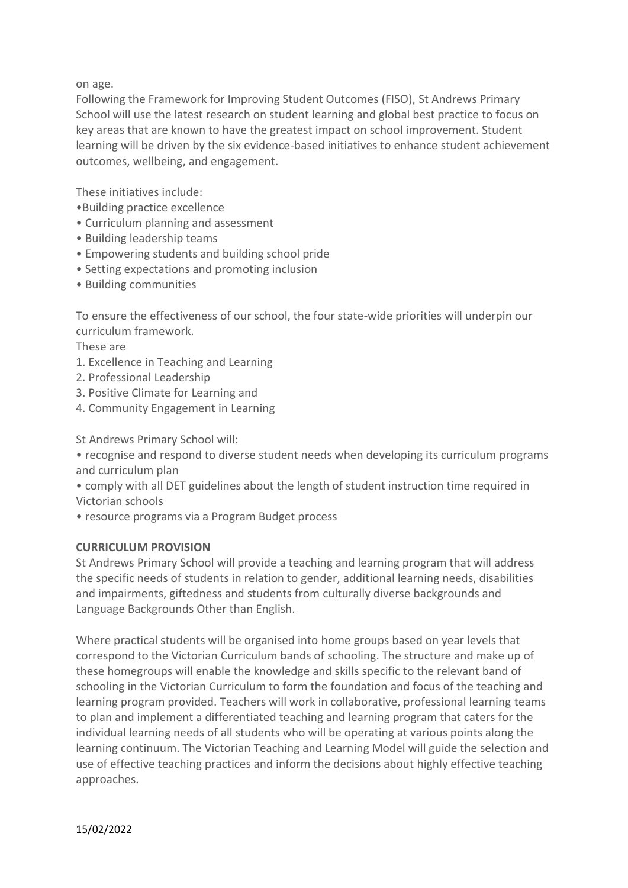on age.

Following the Framework for Improving Student Outcomes (FISO), St Andrews Primary School will use the latest research on student learning and global best practice to focus on key areas that are known to have the greatest impact on school improvement. Student learning will be driven by the six evidence-based initiatives to enhance student achievement outcomes, wellbeing, and engagement.

These initiatives include:

- Building practice excellence
- Curriculum planning and assessment
- Building leadership teams
- Empowering students and building school pride
- Setting expectations and promoting inclusion
- Building communities

To ensure the effectiveness of our school, the four state-wide priorities will underpin our curriculum framework.

These are

1. Excellence in Teaching and Learning
2. Professional Leadership
3. Positive Climate for Learning and
4. Community Engagement in Learning

St Andrews Primary School will:

- recognise and respond to diverse student needs when developing its curriculum programs and curriculum plan
- comply with all DET guidelines about the length of student instruction time required in Victorian schools
- resource programs via a Program Budget process

**CURRICULUM PROVISION**

St Andrews Primary School will provide a teaching and learning program that will address the specific needs of students in relation to gender, additional learning needs, disabilities and impairments, giftedness and students from culturally diverse backgrounds and Language Backgrounds Other than English.

Where practical students will be organised into home groups based on year levels that correspond to the Victorian Curriculum bands of schooling. The structure and make up of these homegroups will enable the knowledge and skills specific to the relevant band of schooling in the Victorian Curriculum to form the foundation and focus of the teaching and learning program provided. Teachers will work in collaborative, professional learning teams to plan and implement a differentiated teaching and learning program that caters for the individual learning needs of all students who will be operating at various points along the learning continuum. The Victorian Teaching and Learning Model will guide the selection and use of effective teaching practices and inform the decisions about highly effective teaching approaches.

15/02/2022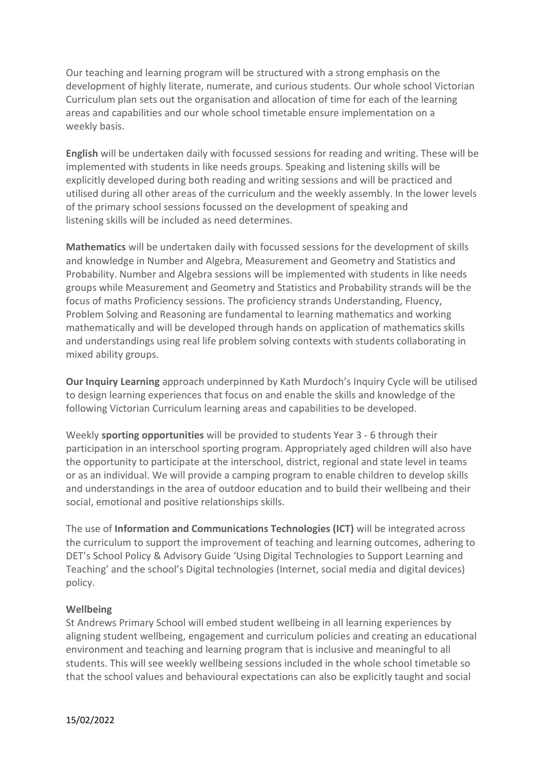Our teaching and learning program will be structured with a strong emphasis on the development of highly literate, numerate, and curious students. Our whole school Victorian Curriculum plan sets out the organisation and allocation of time for each of the learning areas and capabilities and our whole school timetable ensure implementation on a weekly basis.

**English** will be undertaken daily with focussed sessions for reading and writing. These will be implemented with students in like needs groups. Speaking and listening skills will be explicitly developed during both reading and writing sessions and will be practiced and utilised during all other areas of the curriculum and the weekly assembly. In the lower levels of the primary school sessions focussed on the development of speaking and listening skills will be included as need determines.

**Mathematics** will be undertaken daily with focussed sessions for the development of skills and knowledge in Number and Algebra, Measurement and Geometry and Statistics and Probability. Number and Algebra sessions will be implemented with students in like needs groups while Measurement and Geometry and Statistics and Probability strands will be the focus of maths Proficiency sessions. The proficiency strands Understanding, Fluency, Problem Solving and Reasoning are fundamental to learning mathematics and working mathematically and will be developed through hands on application of mathematics skills and understandings using real life problem solving contexts with students collaborating in mixed ability groups.

**Our Inquiry Learning** approach underpinned by Kath Murdoch's Inquiry Cycle will be utilised to design learning experiences that focus on and enable the skills and knowledge of the following Victorian Curriculum learning areas and capabilities to be developed.

Weekly **sporting opportunities** will be provided to students Year 3 - 6 through their participation in an interschool sporting program. Appropriately aged children will also have the opportunity to participate at the interschool, district, regional and state level in teams or as an individual. We will provide a camping program to enable children to develop skills and understandings in the area of outdoor education and to build their wellbeing and their social, emotional and positive relationships skills.

The use of **Information and Communications Technologies (ICT)** will be integrated across the curriculum to support the improvement of teaching and learning outcomes, adhering to DET's School Policy & Advisory Guide 'Using Digital Technologies to Support Learning and Teaching' and the school's Digital technologies (Internet, social media and digital devices) policy.

**Wellbeing**

St Andrews Primary School will embed student wellbeing in all learning experiences by aligning student wellbeing, engagement and curriculum policies and creating an educational environment and teaching and learning program that is inclusive and meaningful to all students. This will see weekly wellbeing sessions included in the whole school timetable so that the school values and behavioural expectations can also be explicitly taught and social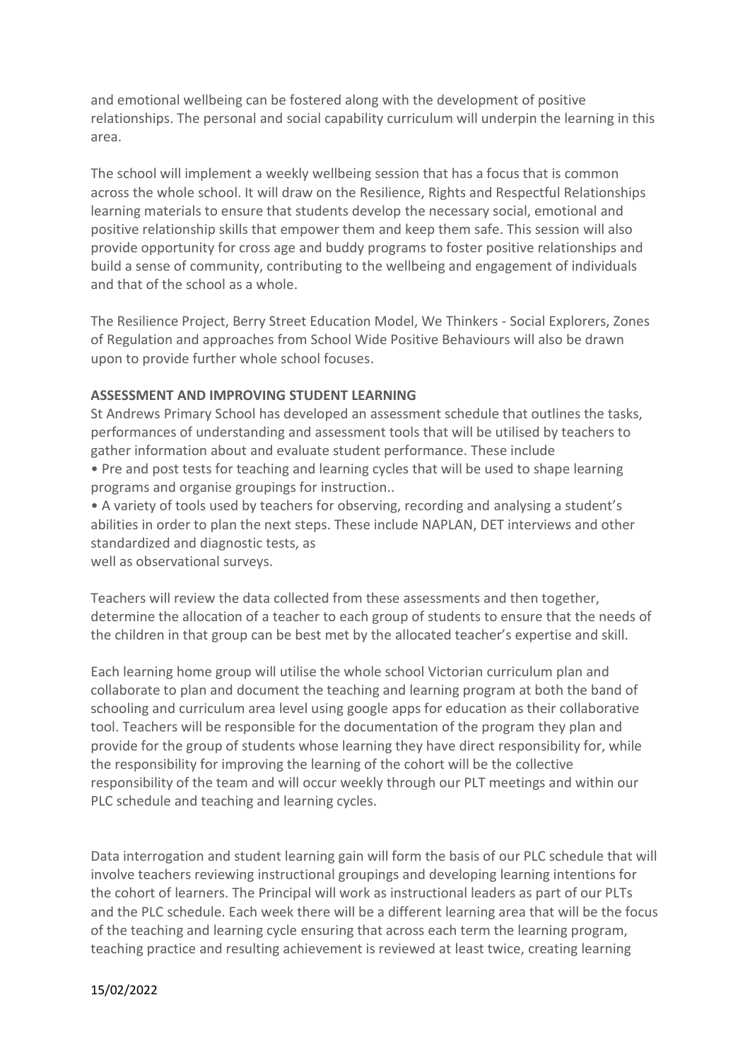and emotional wellbeing can be fostered along with the development of positive relationships. The personal and social capability curriculum will underpin the learning in this area.

The school will implement a weekly wellbeing session that has a focus that is common across the whole school. It will draw on the Resilience, Rights and Respectful Relationships learning materials to ensure that students develop the necessary social, emotional and positive relationship skills that empower them and keep them safe. This session will also provide opportunity for cross age and buddy programs to foster positive relationships and build a sense of community, contributing to the wellbeing and engagement of individuals and that of the school as a whole.

The Resilience Project, Berry Street Education Model, We Thinkers - Social Explorers, Zones of Regulation and approaches from School Wide Positive Behaviours will also be drawn upon to provide further whole school focuses.

**ASSESSMENT AND IMPROVING STUDENT LEARNING**

St Andrews Primary School has developed an assessment schedule that outlines the tasks, performances of understanding and assessment tools that will be utilised by teachers to gather information about and evaluate student performance. These include

- Pre and post tests for teaching and learning cycles that will be used to shape learning programs and organise groupings for instruction..
- A variety of tools used by teachers for observing, recording and analysing a student's abilities in order to plan the next steps. These include NAPLAN, DET interviews and other standardized and diagnostic tests, as well as observational surveys.

Teachers will review the data collected from these assessments and then together, determine the allocation of a teacher to each group of students to ensure that the needs of the children in that group can be best met by the allocated teacher's expertise and skill.

Each learning home group will utilise the whole school Victorian curriculum plan and collaborate to plan and document the teaching and learning program at both the band of schooling and curriculum area level using google apps for education as their collaborative tool. Teachers will be responsible for the documentation of the program they plan and provide for the group of students whose learning they have direct responsibility for, while the responsibility for improving the learning of the cohort will be the collective responsibility of the team and will occur weekly through our PLT meetings and within our PLC schedule and teaching and learning cycles.

Data interrogation and student learning gain will form the basis of our PLC schedule that will involve teachers reviewing instructional groupings and developing learning intentions for the cohort of learners. The Principal will work as instructional leaders as part of our PLTs and the PLC schedule. Each week there will be a different learning area that will be the focus of the teaching and learning cycle ensuring that across each term the learning program, teaching practice and resulting achievement is reviewed at least twice, creating learning

15/02/2022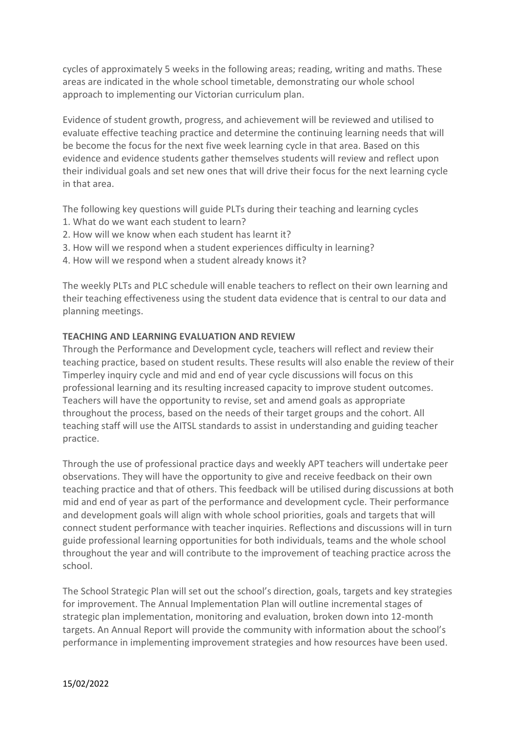cycles of approximately 5 weeks in the following areas; reading, writing and maths. These areas are indicated in the whole school timetable, demonstrating our whole school approach to implementing our Victorian curriculum plan.

Evidence of student growth, progress, and achievement will be reviewed and utilised to evaluate effective teaching practice and determine the continuing learning needs that will be be become the focus for the next five week learning cycle in that area. Based on this evidence and evidence students gather themselves students will review and reflect upon their individual goals and set new ones that will drive their focus for the next learning cycle in that area.

The following key questions will guide PLTs during their teaching and learning cycles

1. What do we want each student to learn?
2. How will we know when each student has learnt it?
3. How will we respond when a student experiences difficulty in learning?
4. How will we respond when a student already knows it?

The weekly PLTs and PLC schedule will enable teachers to reflect on their own learning and their teaching effectiveness using the student data evidence that is central to our data and planning meetings.

**TEACHING AND LEARNING EVALUATION AND REVIEW**

Through the Performance and Development cycle, teachers will reflect and review their teaching practice, based on student results. These results will also enable the review of their Timperley inquiry cycle and mid and end of year cycle discussions will focus on this professional learning and its resulting increased capacity to improve student outcomes. Teachers will have the opportunity to revise, set and amend goals as appropriate throughout the process, based on the needs of their target groups and the cohort. All teaching staff will use the AITSL standards to assist in understanding and guiding teacher practice.

Through the use of professional practice days and weekly APT teachers will undertake peer observations. They will have the opportunity to give and receive feedback on their own teaching practice and that of others. This feedback will be utilised during discussions at both mid and end of year as part of the performance and development cycle. Their performance and development goals will align with whole school priorities, goals and targets that will connect student performance with teacher inquiries. Reflections and discussions will in turn guide professional learning opportunities for both individuals, teams and the whole school throughout the year and will contribute to the improvement of teaching practice across the school.

The School Strategic Plan will set out the school's direction, goals, targets and key strategies for improvement. The Annual Implementation Plan will outline incremental stages of strategic plan implementation, monitoring and evaluation, broken down into 12-month targets. An Annual Report will provide the community with information about the school's performance in implementing improvement strategies and how resources have been used.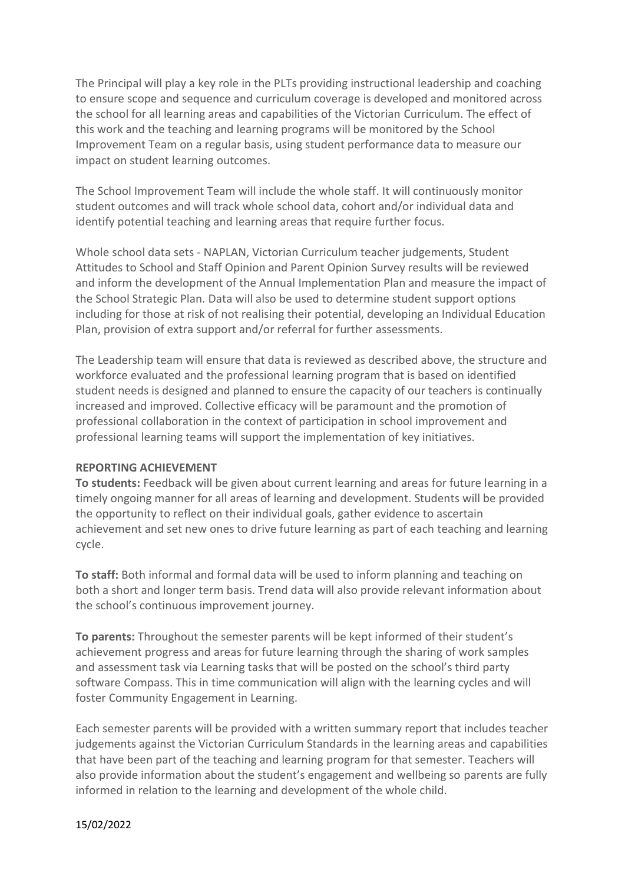The Principal will play a key role in the PLTs providing instructional leadership and coaching to ensure scope and sequence and curriculum coverage is developed and monitored across the school for all learning areas and capabilities of the Victorian Curriculum. The effect of this work and the teaching and learning programs will be monitored by the School Improvement Team on a regular basis, using student performance data to measure our impact on student learning outcomes.

The School Improvement Team will include the whole staff. It will continuously monitor student outcomes and will track whole school data, cohort and/or individual data and identify potential teaching and learning areas that require further focus.

Whole school data sets - NAPLAN, Victorian Curriculum teacher judgements, Student Attitudes to School and Staff Opinion and Parent Opinion Survey results will be reviewed and inform the development of the Annual Implementation Plan and measure the impact of the School Strategic Plan. Data will also be used to determine student support options including for those at risk of not realising their potential, developing an Individual Education Plan, provision of extra support and/or referral for further assessments.

The Leadership team will ensure that data is reviewed as described above, the structure and workforce evaluated and the professional learning program that is based on identified student needs is designed and planned to ensure the capacity of our teachers is continually increased and improved. Collective efficacy will be paramount and the promotion of professional collaboration in the context of participation in school improvement and professional learning teams will support the implementation of key initiatives.

**REPORTING ACHIEVEMENT**

**To students:** Feedback will be given about current learning and areas for future learning in a timely ongoing manner for all areas of learning and development. Students will be provided the opportunity to reflect on their individual goals, gather evidence to ascertain achievement and set new ones to drive future learning as part of each teaching and learning cycle.

**To staff:** Both informal and formal data will be used to inform planning and teaching on both a short and longer term basis. Trend data will also provide relevant information about the school's continuous improvement journey.

**To parents:** Throughout the semester parents will be kept informed of their student's achievement progress and areas for future learning through the sharing of work samples and assessment task via Learning tasks that will be posted on the school's third party software Compass. This in time communication will align with the learning cycles and will foster Community Engagement in Learning.

Each semester parents will be provided with a written summary report that includes teacher judgements against the Victorian Curriculum Standards in the learning areas and capabilities that have been part of the teaching and learning program for that semester. Teachers will also provide information about the student's engagement and wellbeing so parents are fully informed in relation to the learning and development of the whole child.

15/02/2022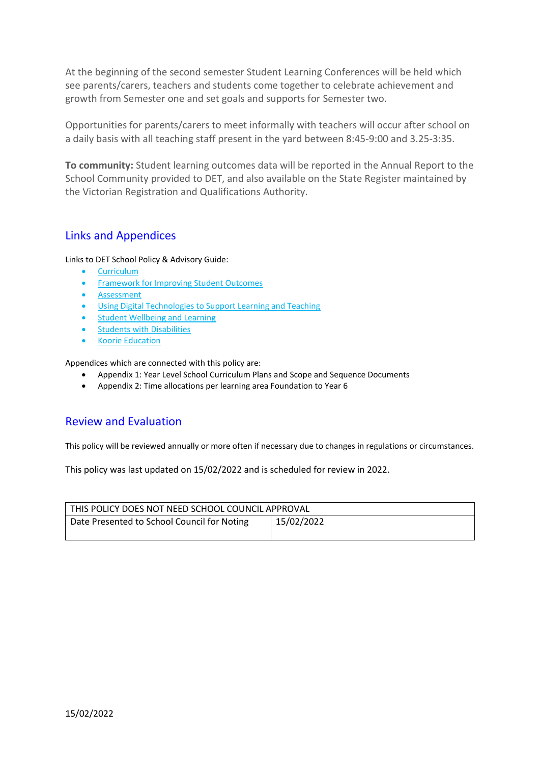At the beginning of the second semester Student Learning Conferences will be held which see parents/carers, teachers and students come together to celebrate achievement and growth from Semester one and set goals and supports for Semester two.

Opportunities for parents/carers to meet informally with teachers will occur after school on a daily basis with all teaching staff present in the yard between 8:45-9:00 and 3.25-3:35.

**To community:** Student learning outcomes data will be reported in the Annual Report to the School Community provided to DET, and also available on the State Register maintained by the Victorian Registration and Qualifications Authority.

## Links and Appendices

Links to DET School Policy & Advisory Guide:

- Curriculum
- Framework for Improving Student Outcomes
- Assessment
- Using Digital Technologies to Support Learning and Teaching
- Student Wellbeing and Learning
- Students with Disabilities
- Koorie Education

Appendices which are connected with this policy are:

- Appendix 1: Year Level School Curriculum Plans and Scope and Sequence Documents
- Appendix 2: Time allocations per learning area Foundation to Year 6

## Review and Evaluation

This policy will be reviewed annually or more often if necessary due to changes in regulations or circumstances.

This policy was last updated on 15/02/2022 and is scheduled for review in 2022.

| THIS POLICY DOES NOT NEED SCHOOL COUNCIL APPROVAL | |
|---|---|
| Date Presented to School Council for Noting | 15/02/2022 |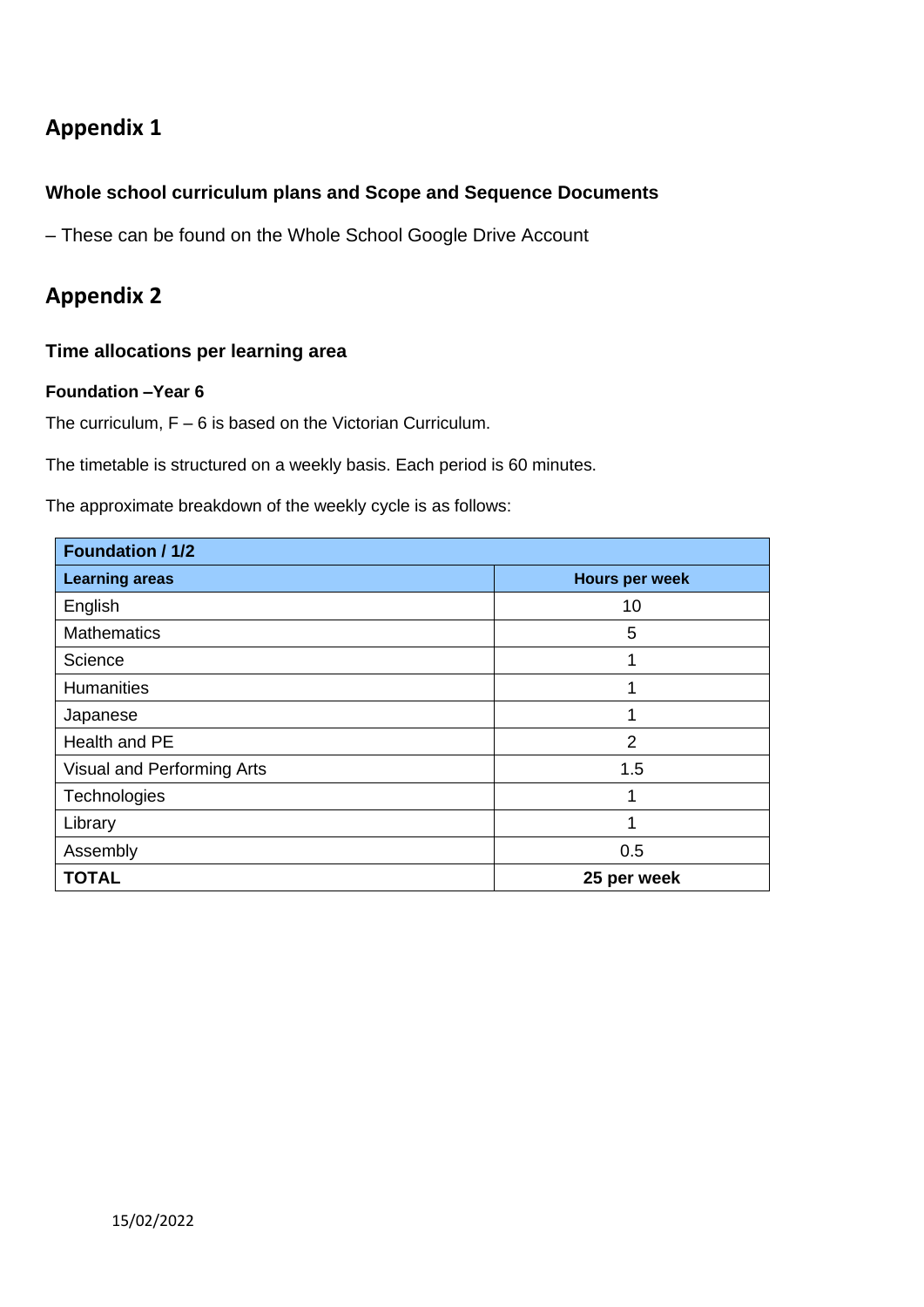# Appendix 1

### Whole school curriculum plans and Scope and Sequence Documents

– These can be found on the Whole School Google Drive Account

# Appendix 2

### Time allocations per learning area

#### Foundation –Year 6

The curriculum, F – 6 is based on the Victorian Curriculum.

The timetable is structured on a weekly basis. Each period is 60 minutes.

The approximate breakdown of the weekly cycle is as follows:

| **Foundation / 1/2** | |
|---|---|
| **Learning areas** | **Hours per week** |
| English | 10 |
| Mathematics | 5 |
| Science | 1 |
| Humanities | 1 |
| Japanese | 1 |
| Health and PE | 2 |
| Visual and Performing Arts | 1.5 |
| Technologies | 1 |
| Library | 1 |
| Assembly | 0.5 |
| **TOTAL** | **25 per week** |

15/02/2022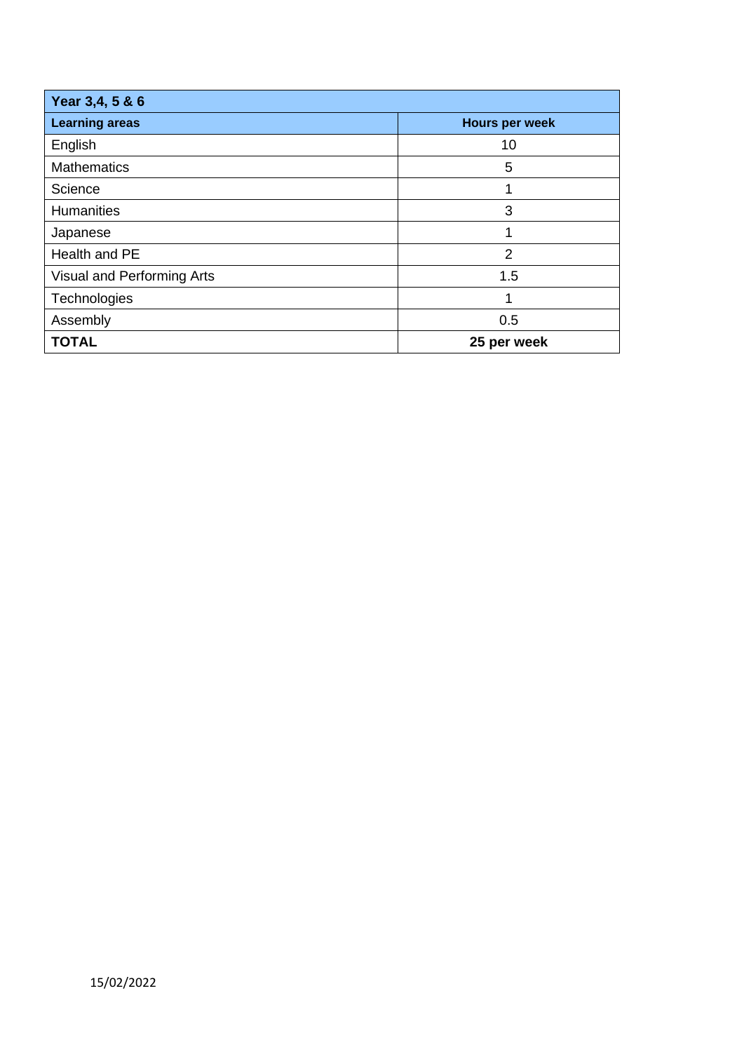| Year 3,4, 5 & 6 | |
|---|---|
| **Learning areas** | **Hours per week** |
| English | 10 |
| Mathematics | 5 |
| Science | 1 |
| Humanities | 3 |
| Japanese | 1 |
| Health and PE | 2 |
| Visual and Performing Arts | 1.5 |
| Technologies | 1 |
| Assembly | 0.5 |
| **TOTAL** | **25 per week** |

15/02/2022